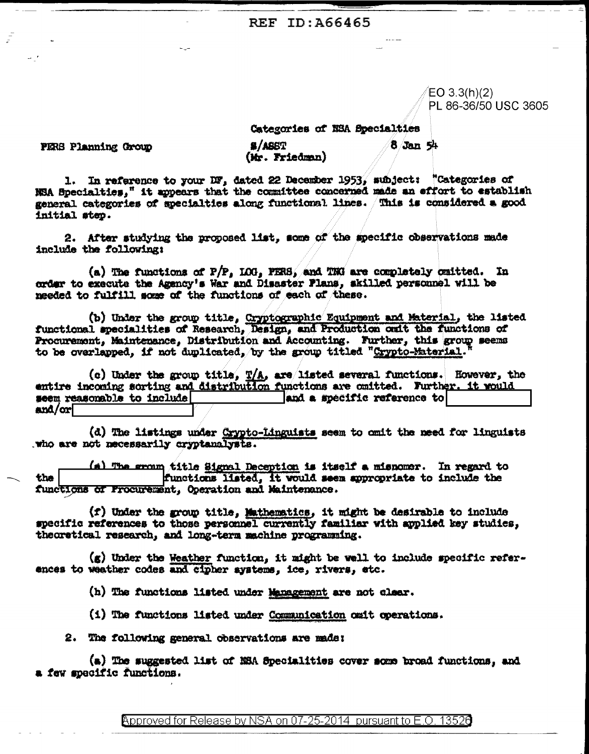REF ID:A66465

EO 3.3(h)(2)
PL 86-36/50 USC 3605

Categories of NSA Specialties

PERS Planning Group

S/ASST
(Mr. Friedman)

8 Jan 54

1. In reference to your DF, dated 22 December 1953, subject: "Categories of NSA Specialties," it appears that the committee concerned made an effort to establish general categories of specialties along functional lines. This is considered a good initial step.

2. After studying the proposed list, some of the specific observations made include the following:

(a) The functions of P/P, LOG, PERS, and TNG are completely omitted. In order to execute the Agency's War and Disaster Plans, skilled personnel will be needed to fulfill some of the functions of each of these.

(b) Under the group title, Cryptographic Equipment and Material, the listed functional specialities of Research, Design, and Production omit the functions of Procurement, Maintenance, Distribution and Accounting. Further, this group seems to be overlapped, if not duplicated, by the group titled "Crypto-Material."

(c) Under the group title, T/A, are listed several functions. However, the entire incoming sorting and distribution functions are omitted. Further, it would seem reasonable to include [REDACTED] and a specific reference to [REDACTED] and/or [REDACTED]

(d) The listings under Crypto-Linguists seem to omit the need for linguists who are not necessarily cryptanalysts.

(e) The group title Signal Deception is itself a misnomer. In regard to the [REDACTED] functions listed, it would seem appropriate to include the functions of Procurement, Operation and Maintenance.

(f) Under the group title, Mathematics, it might be desirable to include specific references to those personnel currently familiar with applied key studies, theoretical research, and long-term machine programming.

(g) Under the Weather function, it might be well to include specific references to weather codes and cipher systems, ice, rivers, etc.

(h) The functions listed under Management are not clear.

(i) The functions listed under Communication omit operations.

2. The following general observations are made:

(a) The suggested list of NSA Specialities cover some broad functions, and a few specific functions.

Approved for Release by NSA on 07-25-2014 pursuant to E.O. 13526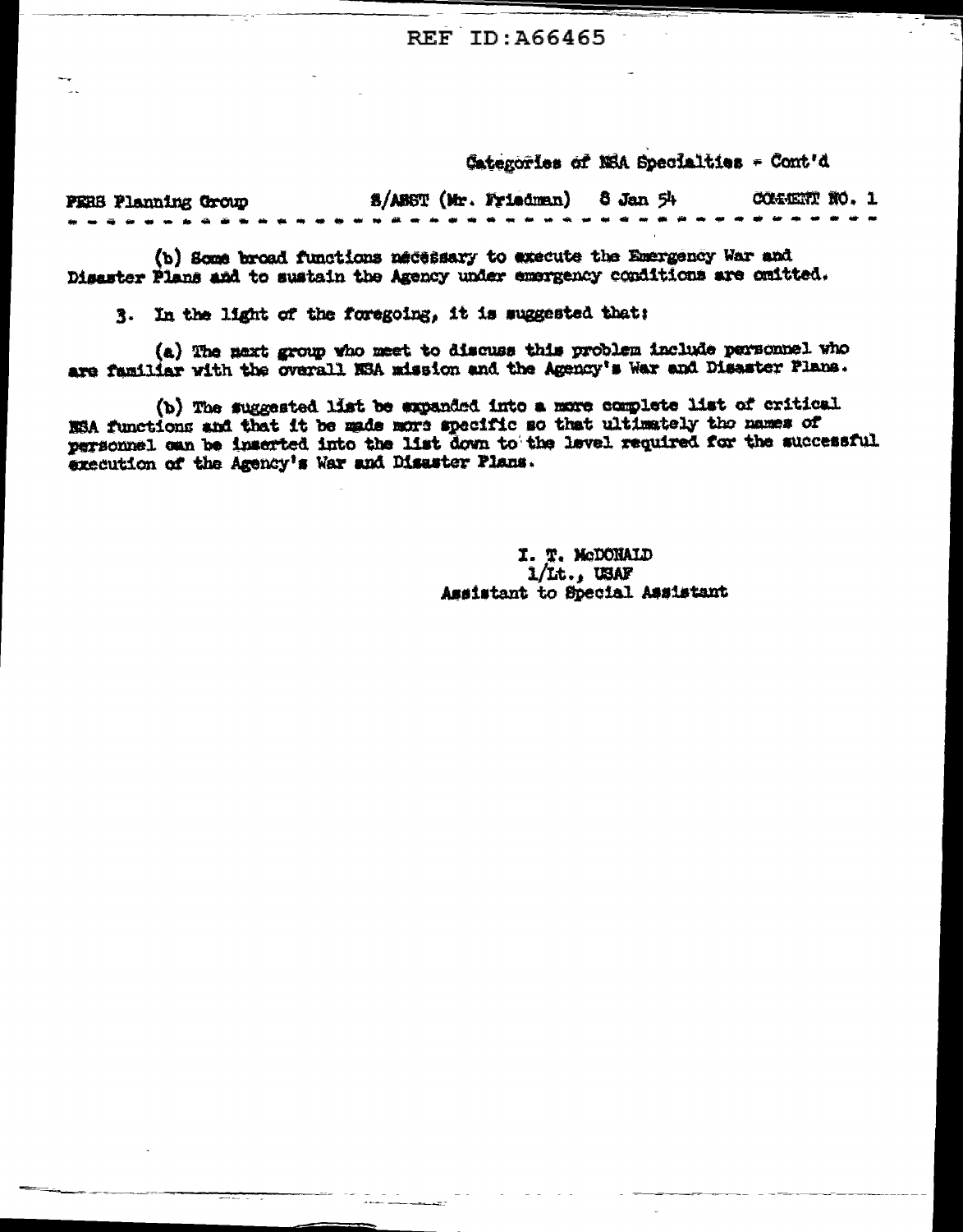REF ID:A66465

Categories of NSA Specialties - Cont'd

| | | | |
|---|---|---|---|
| PERS Planning Group | S/ASST (Mr. Friedman) | 8 Jan 54 | COMMENT NO. 1 |

(b) Some broad functions necessary to execute the Emergency War and Disaster Plans and to sustain the Agency under emergency conditions are omitted.

3. In the light of the foregoing, it is suggested that:

(a) The next group who meet to discuss this problem include personnel who are familiar with the overall NSA mission and the Agency's War and Disaster Plans.

(b) The suggested list be expanded into a more complete list of critical NSA functions and that it be made more specific so that ultimately the names of personnel can be inserted into the list down to the level required for the successful execution of the Agency's War and Disaster Plans.

I. T. McDONALD
1/Lt., USAF
Assistant to Special Assistant